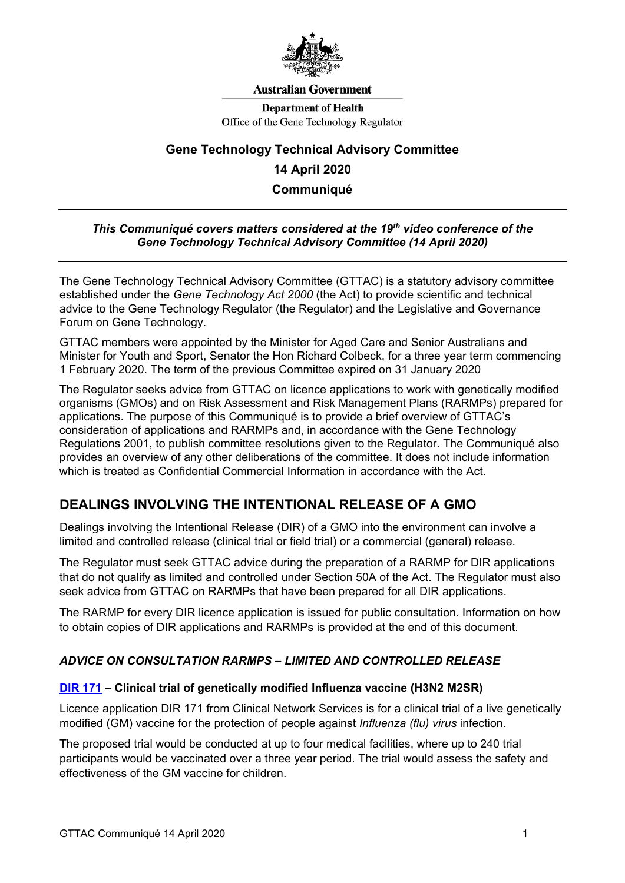Australian Government

Department of Health
Office of the Gene Technology Regulator

# Gene Technology Technical Advisory Committee
# 14 April 2020
# Communiqué

***This Communiqué covers matters considered at the 19th video conference of the Gene Technology Technical Advisory Committee (14 April 2020)***

The Gene Technology Technical Advisory Committee (GTTAC) is a statutory advisory committee established under the *Gene Technology Act 2000* (the Act) to provide scientific and technical advice to the Gene Technology Regulator (the Regulator) and the Legislative and Governance Forum on Gene Technology.

GTTAC members were appointed by the Minister for Aged Care and Senior Australians and Minister for Youth and Sport, Senator the Hon Richard Colbeck, for a three year term commencing 1 February 2020. The term of the previous Committee expired on 31 January 2020

The Regulator seeks advice from GTTAC on licence applications to work with genetically modified organisms (GMOs) and on Risk Assessment and Risk Management Plans (RARMPs) prepared for applications. The purpose of this Communiqué is to provide a brief overview of GTTAC's consideration of applications and RARMPs and, in accordance with the Gene Technology Regulations 2001, to publish committee resolutions given to the Regulator. The Communiqué also provides an overview of any other deliberations of the committee. It does not include information which is treated as Confidential Commercial Information in accordance with the Act.

## DEALINGS INVOLVING THE INTENTIONAL RELEASE OF A GMO

Dealings involving the Intentional Release (DIR) of a GMO into the environment can involve a limited and controlled release (clinical trial or field trial) or a commercial (general) release.

The Regulator must seek GTTAC advice during the preparation of a RARMP for DIR applications that do not qualify as limited and controlled under Section 50A of the Act. The Regulator must also seek advice from GTTAC on RARMPs that have been prepared for all DIR applications.

The RARMP for every DIR licence application is issued for public consultation. Information on how to obtain copies of DIR applications and RARMPs is provided at the end of this document.

### *ADVICE ON CONSULTATION RARMPS – LIMITED AND CONTROLLED RELEASE*

#### DIR 171 – Clinical trial of genetically modified Influenza vaccine (H3N2 M2SR)

Licence application DIR 171 from Clinical Network Services is for a clinical trial of a live genetically modified (GM) vaccine for the protection of people against *Influenza (flu) virus* infection.

The proposed trial would be conducted at up to four medical facilities, where up to 240 trial participants would be vaccinated over a three year period. The trial would assess the safety and effectiveness of the GM vaccine for children.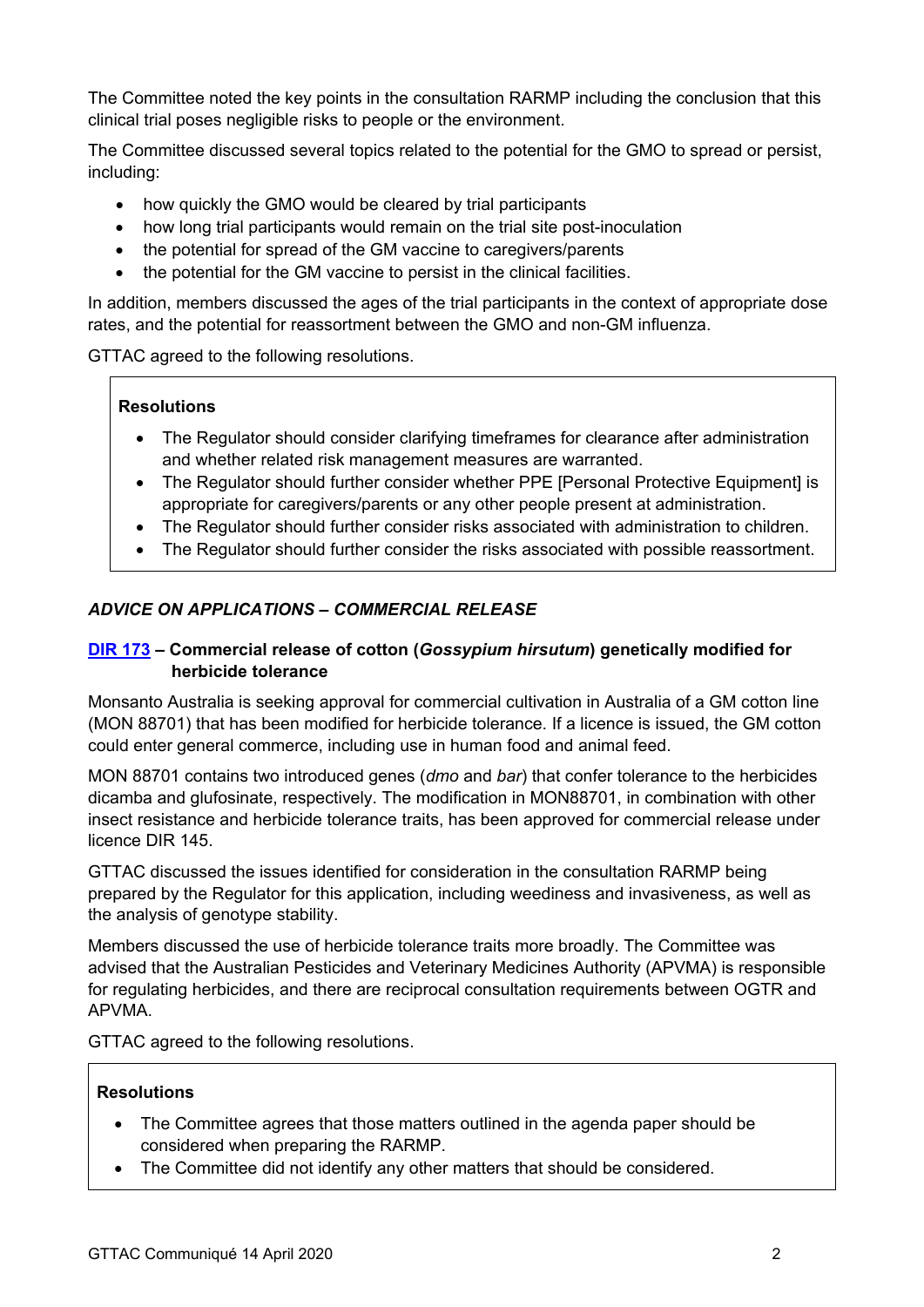The Committee noted the key points in the consultation RARMP including the conclusion that this clinical trial poses negligible risks to people or the environment.

The Committee discussed several topics related to the potential for the GMO to spread or persist, including:

- how quickly the GMO would be cleared by trial participants
- how long trial participants would remain on the trial site post-inoculation
- the potential for spread of the GM vaccine to caregivers/parents
- the potential for the GM vaccine to persist in the clinical facilities.

In addition, members discussed the ages of the trial participants in the context of appropriate dose rates, and the potential for reassortment between the GMO and non-GM influenza.

GTTAC agreed to the following resolutions.

**Resolutions**

- The Regulator should consider clarifying timeframes for clearance after administration and whether related risk management measures are warranted.
- The Regulator should further consider whether PPE [Personal Protective Equipment] is appropriate for caregivers/parents or any other people present at administration.
- The Regulator should further consider risks associated with administration to children.
- The Regulator should further consider the risks associated with possible reassortment.

## *ADVICE ON APPLICATIONS – COMMERCIAL RELEASE*

### DIR 173 – Commercial release of cotton (*Gossypium hirsutum*) genetically modified for herbicide tolerance

Monsanto Australia is seeking approval for commercial cultivation in Australia of a GM cotton line (MON 88701) that has been modified for herbicide tolerance. If a licence is issued, the GM cotton could enter general commerce, including use in human food and animal feed.

MON 88701 contains two introduced genes (*dmo* and *bar*) that confer tolerance to the herbicides dicamba and glufosinate, respectively. The modification in MON88701, in combination with other insect resistance and herbicide tolerance traits, has been approved for commercial release under licence DIR 145.

GTTAC discussed the issues identified for consideration in the consultation RARMP being prepared by the Regulator for this application, including weediness and invasiveness, as well as the analysis of genotype stability.

Members discussed the use of herbicide tolerance traits more broadly. The Committee was advised that the Australian Pesticides and Veterinary Medicines Authority (APVMA) is responsible for regulating herbicides, and there are reciprocal consultation requirements between OGTR and APVMA.

GTTAC agreed to the following resolutions.

**Resolutions**

- The Committee agrees that those matters outlined in the agenda paper should be considered when preparing the RARMP.
- The Committee did not identify any other matters that should be considered.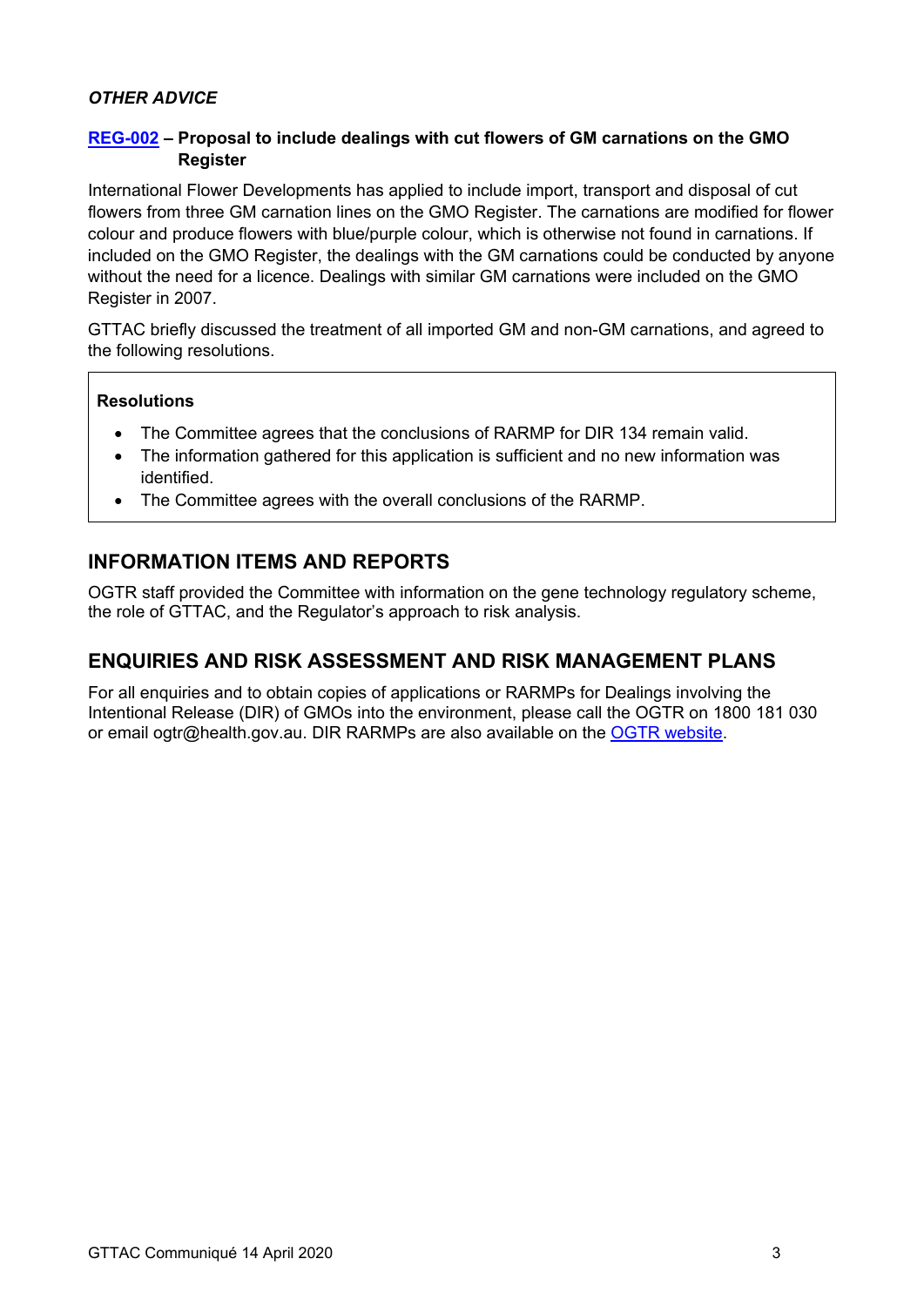***OTHER ADVICE***

### [REG-002](#) – Proposal to include dealings with cut flowers of GM carnations on the GMO Register

International Flower Developments has applied to include import, transport and disposal of cut flowers from three GM carnation lines on the GMO Register. The carnations are modified for flower colour and produce flowers with blue/purple colour, which is otherwise not found in carnations. If included on the GMO Register, the dealings with the GM carnations could be conducted by anyone without the need for a licence. Dealings with similar GM carnations were included on the GMO Register in 2007.

GTTAC briefly discussed the treatment of all imported GM and non-GM carnations, and agreed to the following resolutions.

**Resolutions**

- The Committee agrees that the conclusions of RARMP for DIR 134 remain valid.
- The information gathered for this application is sufficient and no new information was identified.
- The Committee agrees with the overall conclusions of the RARMP.

## INFORMATION ITEMS AND REPORTS

OGTR staff provided the Committee with information on the gene technology regulatory scheme, the role of GTTAC, and the Regulator's approach to risk analysis.

## ENQUIRIES AND RISK ASSESSMENT AND RISK MANAGEMENT PLANS

For all enquiries and to obtain copies of applications or RARMPs for Dealings involving the Intentional Release (DIR) of GMOs into the environment, please call the OGTR on 1800 181 030 or email ogtr@health.gov.au. DIR RARMPs are also available on the [OGTR website](#).